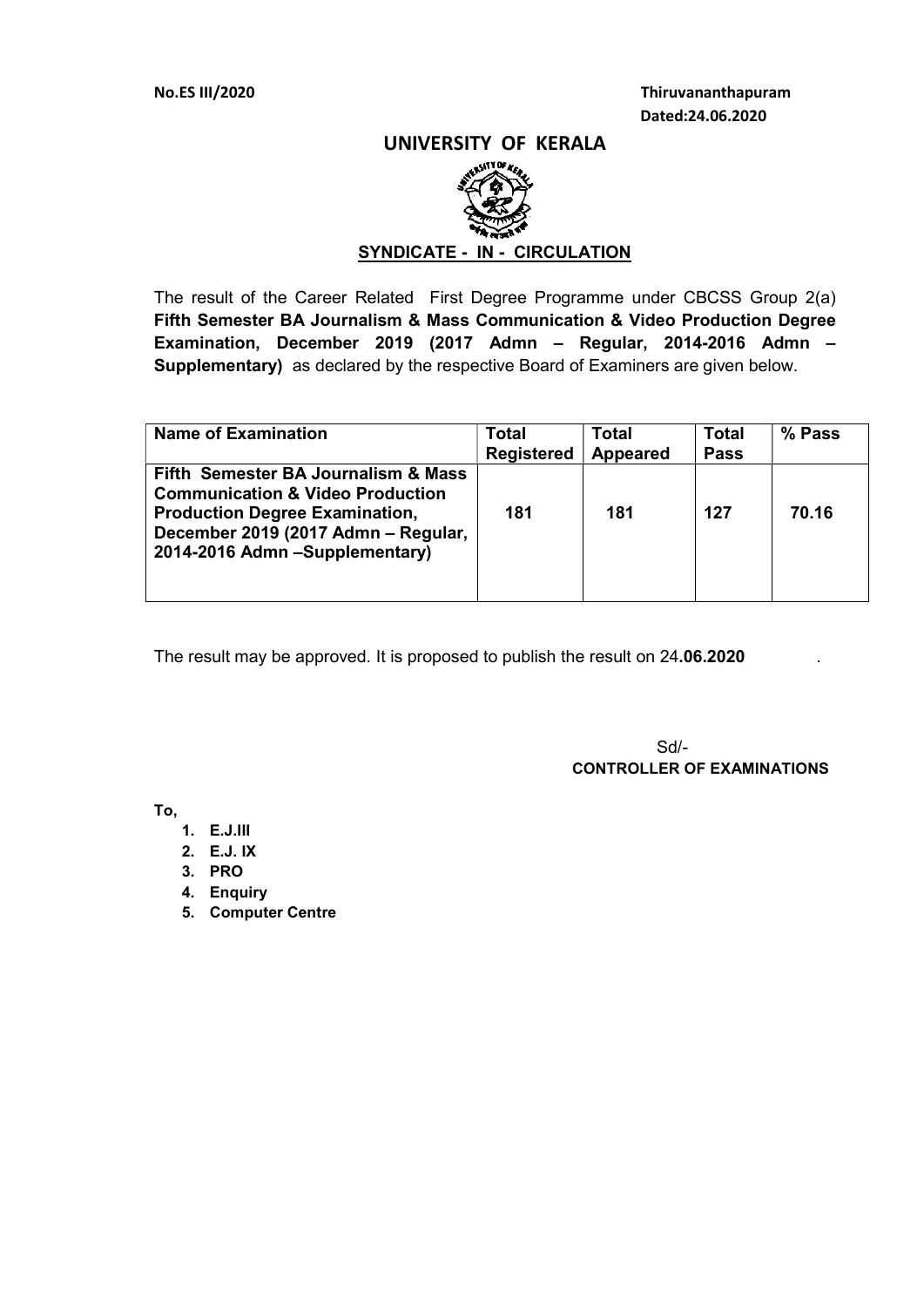**No.ES III/2020**

**Thiruvananthapuram**
**Dated:24.06.2020**

# UNIVERSITY OF KERALA

**SYNDICATE - IN - CIRCULATION**

The result of the Career Related First Degree Programme under CBCSS Group 2(a) **Fifth Semester BA Journalism & Mass Communication & Video Production Degree Examination, December 2019 (2017 Admn – Regular, 2014-2016 Admn – Supplementary)** as declared by the respective Board of Examiners are given below.

| Name of Examination | Total Registered | Total Appeared | Total Pass | % Pass |
|---|---|---|---|---|
| **Fifth Semester BA Journalism & Mass Communication & Video Production Production Degree Examination, December 2019 (2017 Admn – Regular, 2014-2016 Admn –Supplementary)** | **181** | **181** | **127** | **70.16** |

The result may be approved. It is proposed to publish the result on 24**.06.2020** .

Sd/-
**CONTROLLER OF EXAMINATIONS**

**To,**

1. **E.J.III**
2. **E.J. IX**
3. **PRO**
4. **Enquiry**
5. **Computer Centre**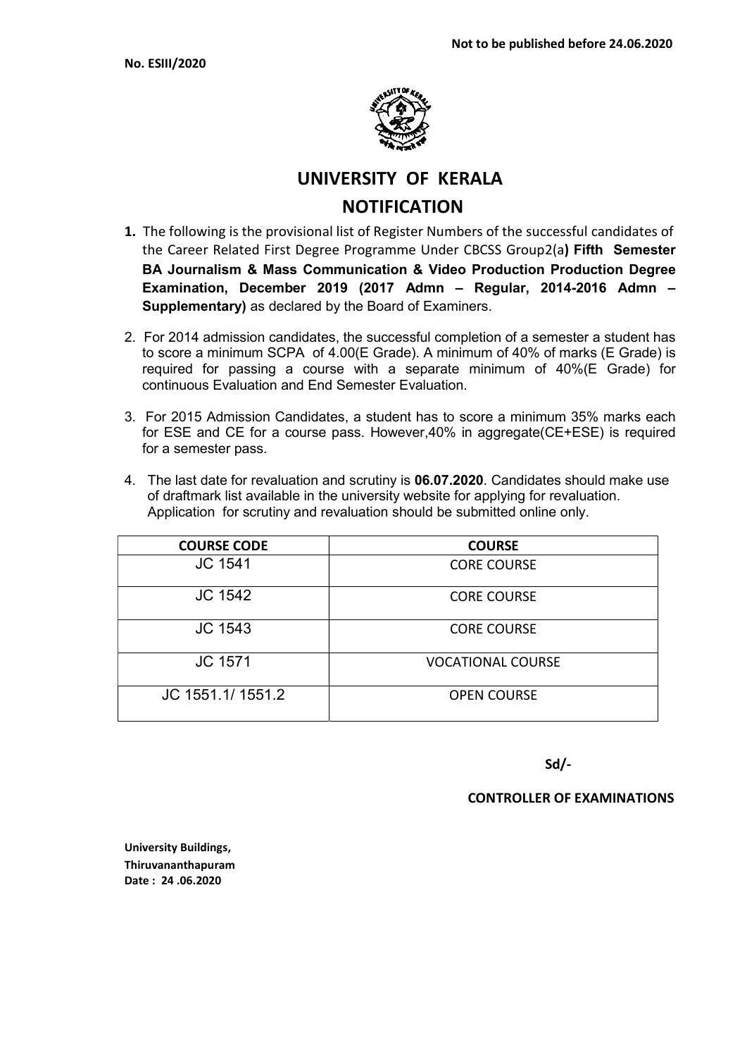**Not to be published before 24.06.2020**

**No. ESIII/2020**

# UNIVERSITY OF KERALA

## NOTIFICATION

1. The following is the provisional list of Register Numbers of the successful candidates of the Career Related First Degree Programme Under CBCSS Group2(a**) Fifth Semester BA Journalism & Mass Communication & Video Production Production Degree Examination, December 2019 (2017 Admn – Regular, 2014-2016 Admn – Supplementary)** as declared by the Board of Examiners.

2. For 2014 admission candidates, the successful completion of a semester a student has to score a minimum SCPA of 4.00(E Grade). A minimum of 40% of marks (E Grade) is required for passing a course with a separate minimum of 40%(E Grade) for continuous Evaluation and End Semester Evaluation.

3. For 2015 Admission Candidates, a student has to score a minimum 35% marks each for ESE and CE for a course pass. However,40% in aggregate(CE+ESE) is required for a semester pass.

4. The last date for revaluation and scrutiny is **06.07.2020**. Candidates should make use of draftmark list available in the university website for applying for revaluation. Application for scrutiny and revaluation should be submitted online only.

| COURSE CODE | COURSE |
|---|---|
| JC 1541 | CORE COURSE |
| JC 1542 | CORE COURSE |
| JC 1543 | CORE COURSE |
| JC 1571 | VOCATIONAL COURSE |
| JC 1551.1/ 1551.2 | OPEN COURSE |

**Sd/-**

**CONTROLLER OF EXAMINATIONS**

**University Buildings,**
**Thiruvananthapuram**
**Date : 24 .06.2020**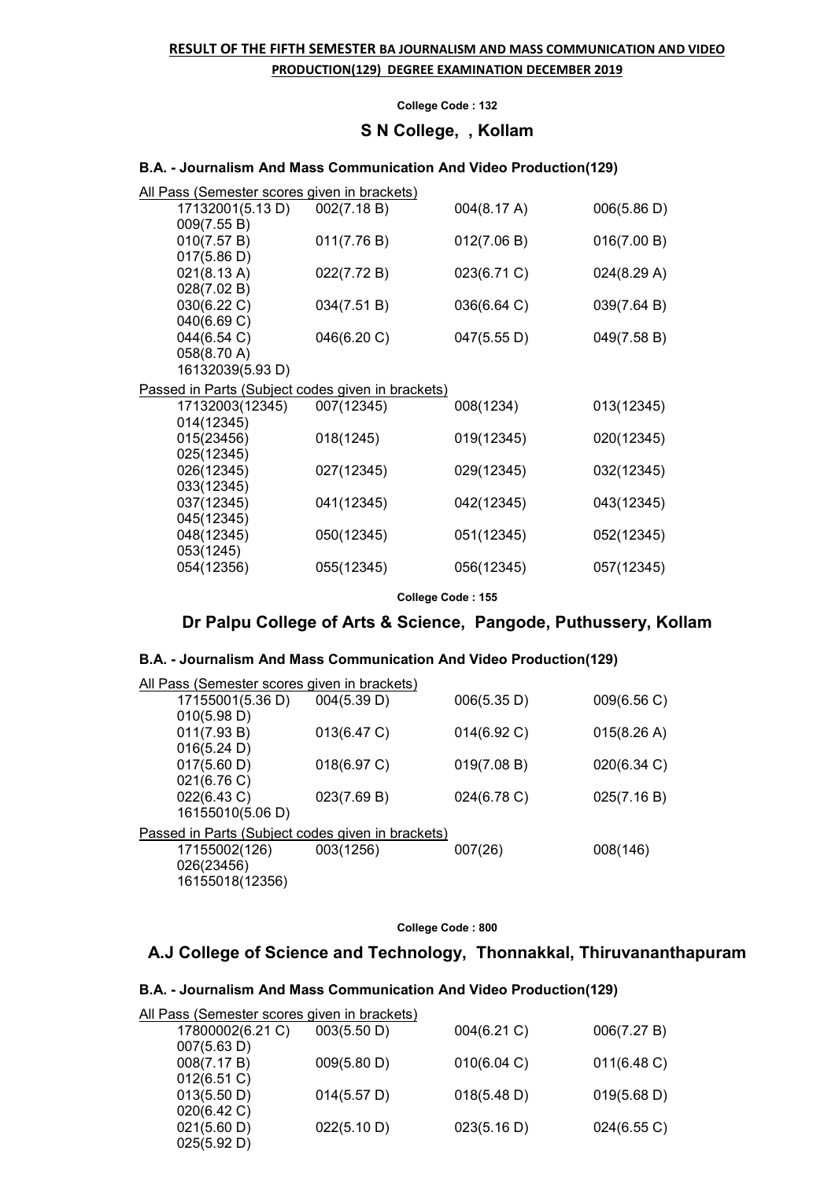**RESULT OF THE FIFTH SEMESTER BA JOURNALISM AND MASS COMMUNICATION AND VIDEO PRODUCTION(129) DEGREE EXAMINATION DECEMBER 2019**

**College Code : 132**

## S N College, , Kollam

### B.A. - Journalism And Mass Communication And Video Production(129)

All Pass (Semester scores given in brackets)

| | | | |
|---|---|---|---|
| 17132001(5.13 D) | 002(7.18 B) | 004(8.17 A) | 006(5.86 D) |
| 009(7.55 B) | | | |
| 010(7.57 B) | 011(7.76 B) | 012(7.06 B) | 016(7.00 B) |
| 017(5.86 D) | | | |
| 021(8.13 A) | 022(7.72 B) | 023(6.71 C) | 024(8.29 A) |
| 028(7.02 B) | | | |
| 030(6.22 C) | 034(7.51 B) | 036(6.64 C) | 039(7.64 B) |
| 040(6.69 C) | | | |
| 044(6.54 C) | 046(6.20 C) | 047(5.55 D) | 049(7.58 B) |
| 058(8.70 A) | | | |
| 16132039(5.93 D) | | | |

Passed in Parts (Subject codes given in brackets)

| | | | |
|---|---|---|---|
| 17132003(12345) | 007(12345) | 008(1234) | 013(12345) |
| 014(12345) | | | |
| 015(23456) | 018(1245) | 019(12345) | 020(12345) |
| 025(12345) | | | |
| 026(12345) | 027(12345) | 029(12345) | 032(12345) |
| 033(12345) | | | |
| 037(12345) | 041(12345) | 042(12345) | 043(12345) |
| 045(12345) | | | |
| 048(12345) | 050(12345) | 051(12345) | 052(12345) |
| 053(1245) | | | |
| 054(12356) | 055(12345) | 056(12345) | 057(12345) |

**College Code : 155**

## Dr Palpu College of Arts & Science, Pangode, Puthussery, Kollam

### B.A. - Journalism And Mass Communication And Video Production(129)

All Pass (Semester scores given in brackets)

| | | | |
|---|---|---|---|
| 17155001(5.36 D) | 004(5.39 D) | 006(5.35 D) | 009(6.56 C) |
| 010(5.98 D) | | | |
| 011(7.93 B) | 013(6.47 C) | 014(6.92 C) | 015(8.26 A) |
| 016(5.24 D) | | | |
| 017(5.60 D) | 018(6.97 C) | 019(7.08 B) | 020(6.34 C) |
| 021(6.76 C) | | | |
| 022(6.43 C) | 023(7.69 B) | 024(6.78 C) | 025(7.16 B) |
| 16155010(5.06 D) | | | |

Passed in Parts (Subject codes given in brackets)

| | | | |
|---|---|---|---|
| 17155002(126) | 003(1256) | 007(26) | 008(146) |
| 026(23456) | | | |
| 16155018(12356) | | | |

**College Code : 800**

## A.J College of Science and Technology, Thonnakkal, Thiruvananthapuram

### B.A. - Journalism And Mass Communication And Video Production(129)

All Pass (Semester scores given in brackets)

| | | | |
|---|---|---|---|
| 17800002(6.21 C) | 003(5.50 D) | 004(6.21 C) | 006(7.27 B) |
| 007(5.63 D) | | | |
| 008(7.17 B) | 009(5.80 D) | 010(6.04 C) | 011(6.48 C) |
| 012(6.51 C) | | | |
| 013(5.50 D) | 014(5.57 D) | 018(5.48 D) | 019(5.68 D) |
| 020(6.42 C) | | | |
| 021(5.60 D) | 022(5.10 D) | 023(5.16 D) | 024(6.55 C) |
| 025(5.92 D) | | | |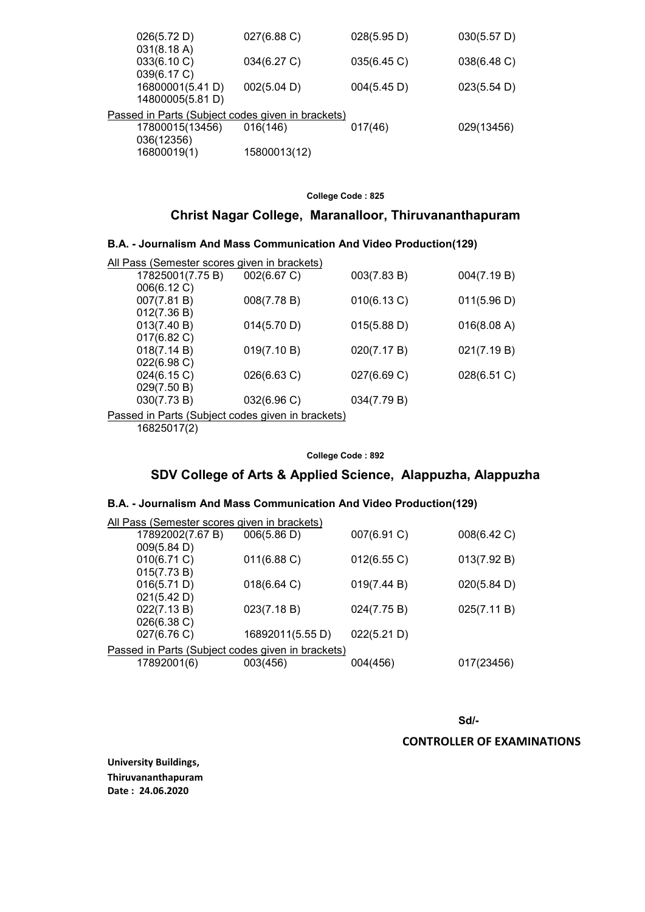| | | | |
|---|---|---|---|
| 026(5.72 D) | 027(6.88 C) | 028(5.95 D) | 030(5.57 D) |
| 031(8.18 A) | | | |
| 033(6.10 C) | 034(6.27 C) | 035(6.45 C) | 038(6.48 C) |
| 039(6.17 C) | | | |
| 16800001(5.41 D) | 002(5.04 D) | 004(5.45 D) | 023(5.54 D) |
| 14800005(5.81 D) | | | |

Passed in Parts (Subject codes given in brackets)

| | | | |
|---|---|---|---|
| 17800015(13456) | 016(146) | 017(46) | 029(13456) |
| 036(12356) | | | |
| 16800019(1) | 15800013(12) | | |

**College Code : 825**

## Christ Nagar College, Maranalloor, Thiruvananthapuram

### B.A. - Journalism And Mass Communication And Video Production(129)

All Pass (Semester scores given in brackets)

| | | | |
|---|---|---|---|
| 17825001(7.75 B) | 002(6.67 C) | 003(7.83 B) | 004(7.19 B) |
| 006(6.12 C) | | | |
| 007(7.81 B) | 008(7.78 B) | 010(6.13 C) | 011(5.96 D) |
| 012(7.36 B) | | | |
| 013(7.40 B) | 014(5.70 D) | 015(5.88 D) | 016(8.08 A) |
| 017(6.82 C) | | | |
| 018(7.14 B) | 019(7.10 B) | 020(7.17 B) | 021(7.19 B) |
| 022(6.98 C) | | | |
| 024(6.15 C) | 026(6.63 C) | 027(6.69 C) | 028(6.51 C) |
| 029(7.50 B) | | | |
| 030(7.73 B) | 032(6.96 C) | 034(7.79 B) | |

Passed in Parts (Subject codes given in brackets)

16825017(2)

**College Code : 892**

## SDV College of Arts & Applied Science, Alappuzha, Alappuzha

### B.A. - Journalism And Mass Communication And Video Production(129)

All Pass (Semester scores given in brackets)

| | | | |
|---|---|---|---|
| 17892002(7.67 B) | 006(5.86 D) | 007(6.91 C) | 008(6.42 C) |
| 009(5.84 D) | | | |
| 010(6.71 C) | 011(6.88 C) | 012(6.55 C) | 013(7.92 B) |
| 015(7.73 B) | | | |
| 016(5.71 D) | 018(6.64 C) | 019(7.44 B) | 020(5.84 D) |
| 021(5.42 D) | | | |
| 022(7.13 B) | 023(7.18 B) | 024(7.75 B) | 025(7.11 B) |
| 026(6.38 C) | | | |
| 027(6.76 C) | 16892011(5.55 D) | 022(5.21 D) | |

Passed in Parts (Subject codes given in brackets)

| | | | |
|---|---|---|---|
| 17892001(6) | 003(456) | 004(456) | 017(23456) |

Sd/-

**CONTROLLER OF EXAMINATIONS**

**University Buildings,**
**Thiruvananthapuram**
**Date : 24.06.2020**